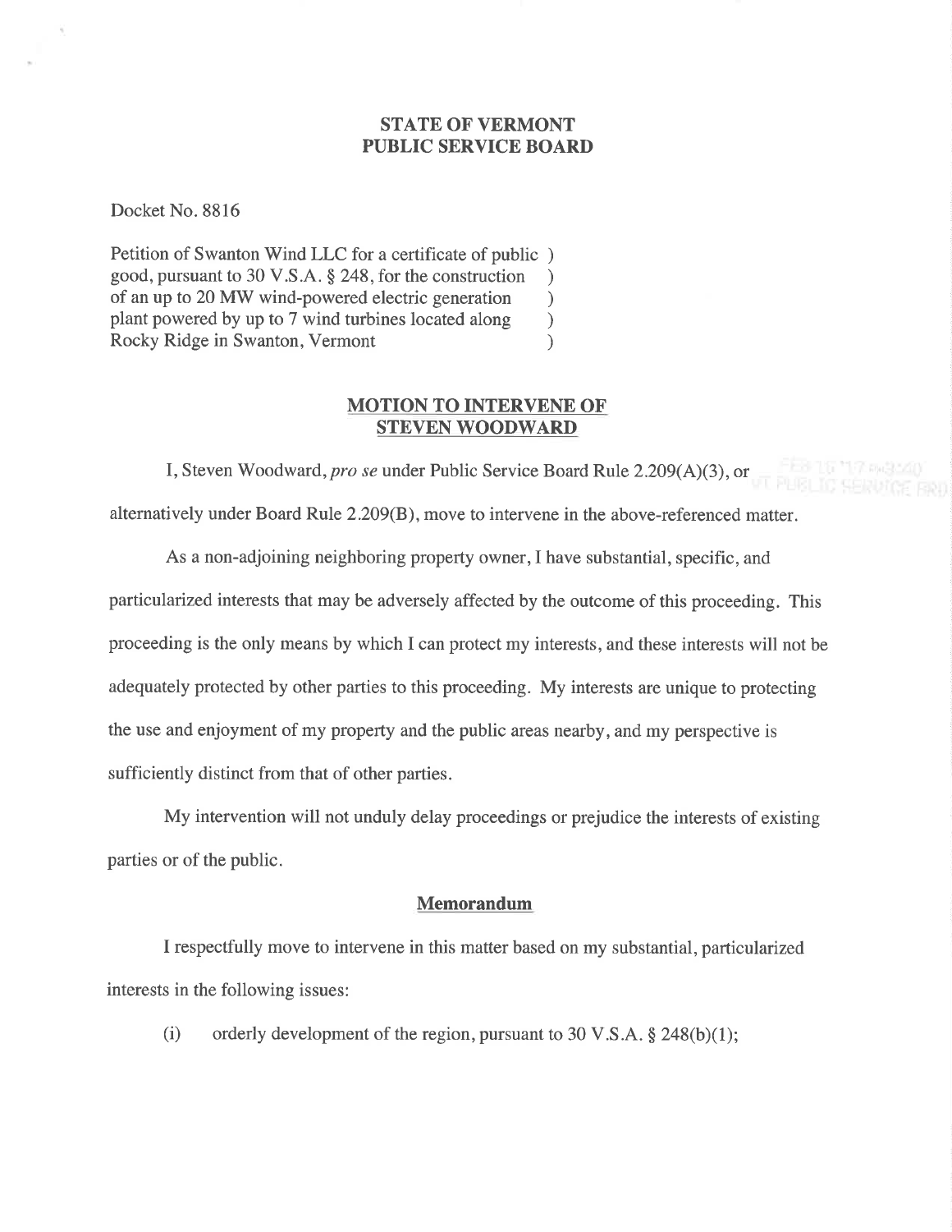**STATE OF VERMONT**
**PUBLIC SERVICE BOARD**

Docket No. 8816

Petition of Swanton Wind LLC for a certificate of public )
good, pursuant to 30 V.S.A. § 248, for the construction )
of an up to 20 MW wind-powered electric generation )
plant powered by up to 7 wind turbines located along )
Rocky Ridge in Swanton, Vermont )

**MOTION TO INTERVENE OF STEVEN WOODWARD**

I, Steven Woodward, *pro se* under Public Service Board Rule 2.209(A)(3), or alternatively under Board Rule 2.209(B), move to intervene in the above-referenced matter.

As a non-adjoining neighboring property owner, I have substantial, specific, and particularized interests that may be adversely affected by the outcome of this proceeding. This proceeding is the only means by which I can protect my interests, and these interests will not be adequately protected by other parties to this proceeding. My interests are unique to protecting the use and enjoyment of my property and the public areas nearby, and my perspective is sufficiently distinct from that of other parties.

My intervention will not unduly delay proceedings or prejudice the interests of existing parties or of the public.

**Memorandum**

I respectfully move to intervene in this matter based on my substantial, particularized interests in the following issues:

(i) orderly development of the region, pursuant to 30 V.S.A. § 248(b)(1);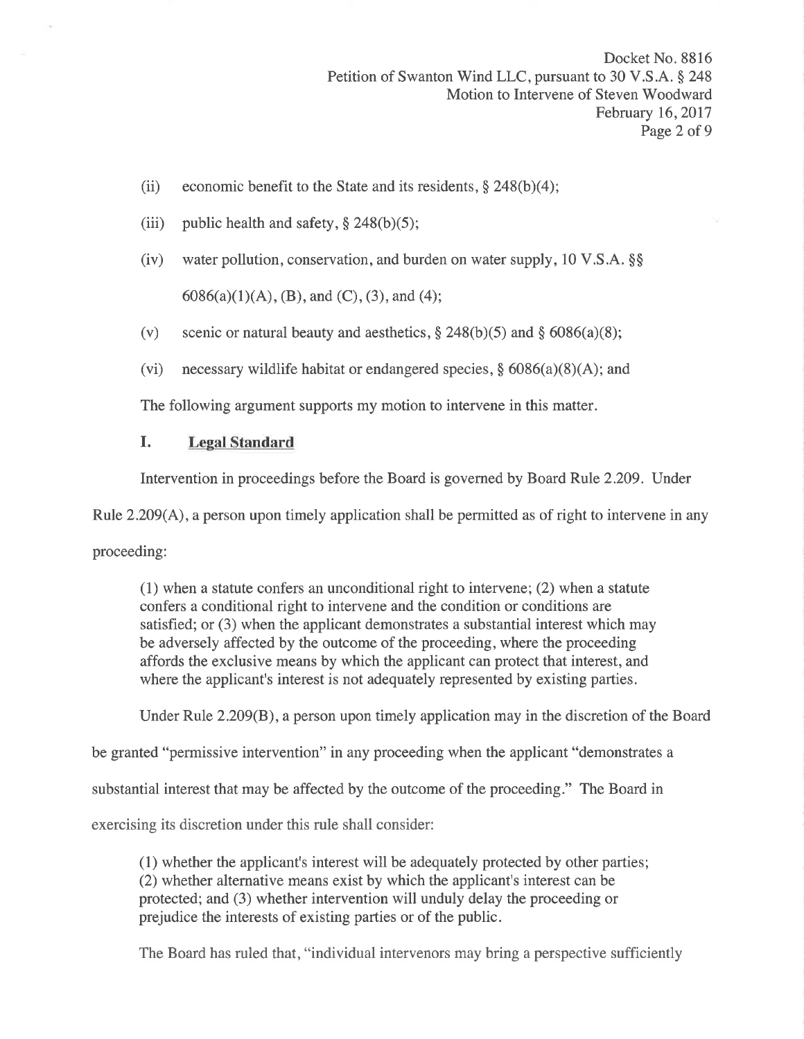(ii) economic benefit to the State and its residents, § 248(b)(4);

(iii) public health and safety, § 248(b)(5);

(iv) water pollution, conservation, and burden on water supply, 10 V.S.A. §§ 6086(a)(1)(A), (B), and (C), (3), and (4);

(v) scenic or natural beauty and aesthetics, § 248(b)(5) and § 6086(a)(8);

(vi) necessary wildlife habitat or endangered species, § 6086(a)(8)(A); and

The following argument supports my motion to intervene in this matter.

## I. Legal Standard

Intervention in proceedings before the Board is governed by Board Rule 2.209. Under Rule 2.209(A), a person upon timely application shall be permitted as of right to intervene in any proceeding:

> (1) when a statute confers an unconditional right to intervene; (2) when a statute confers a conditional right to intervene and the condition or conditions are satisfied; or (3) when the applicant demonstrates a substantial interest which may be adversely affected by the outcome of the proceeding, where the proceeding affords the exclusive means by which the applicant can protect that interest, and where the applicant's interest is not adequately represented by existing parties.

Under Rule 2.209(B), a person upon timely application may in the discretion of the Board be granted "permissive intervention" in any proceeding when the applicant "demonstrates a substantial interest that may be affected by the outcome of the proceeding." The Board in exercising its discretion under this rule shall consider:

> (1) whether the applicant's interest will be adequately protected by other parties; (2) whether alternative means exist by which the applicant's interest can be protected; and (3) whether intervention will unduly delay the proceeding or prejudice the interests of existing parties or of the public.

The Board has ruled that, "individual intervenors may bring a perspective sufficiently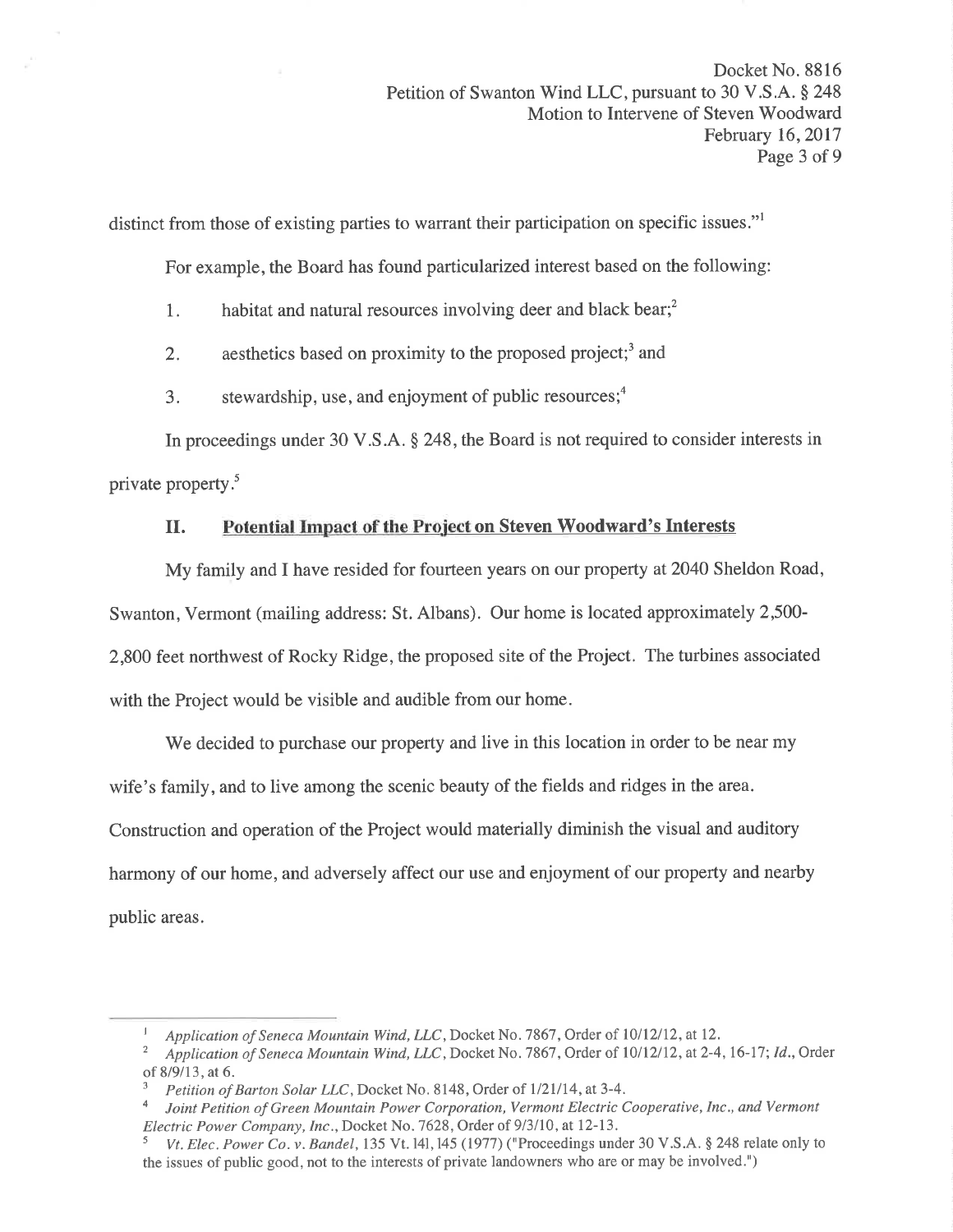distinct from those of existing parties to warrant their participation on specific issues."[1]

For example, the Board has found particularized interest based on the following:

1. habitat and natural resources involving deer and black bear;[2]
2. aesthetics based on proximity to the proposed project;[3] and
3. stewardship, use, and enjoyment of public resources;[4]

In proceedings under 30 V.S.A. § 248, the Board is not required to consider interests in private property.[5]

## II. Potential Impact of the Project on Steven Woodward's Interests

My family and I have resided for fourteen years on our property at 2040 Sheldon Road, Swanton, Vermont (mailing address: St. Albans). Our home is located approximately 2,500-2,800 feet northwest of Rocky Ridge, the proposed site of the Project. The turbines associated with the Project would be visible and audible from our home.

We decided to purchase our property and live in this location in order to be near my wife's family, and to live among the scenic beauty of the fields and ridges in the area. Construction and operation of the Project would materially diminish the visual and auditory harmony of our home, and adversely affect our use and enjoyment of our property and nearby public areas.

---

[1] *Application of Seneca Mountain Wind, LLC*, Docket No. 7867, Order of 10/12/12, at 12.

[2] *Application of Seneca Mountain Wind, LLC*, Docket No. 7867, Order of 10/12/12, at 2-4, 16-17; *Id.*, Order of 8/9/13, at 6.

[3] *Petition of Barton Solar LLC*, Docket No. 8148, Order of 1/21/14, at 3-4.

[4] *Joint Petition of Green Mountain Power Corporation, Vermont Electric Cooperative, Inc., and Vermont Electric Power Company, Inc.*, Docket No. 7628, Order of 9/3/10, at 12-13.

[5] *Vt. Elec. Power Co. v. Bandel*, 135 Vt. 141, 145 (1977) ("Proceedings under 30 V.S.A. § 248 relate only to the issues of public good, not to the interests of private landowners who are or may be involved.")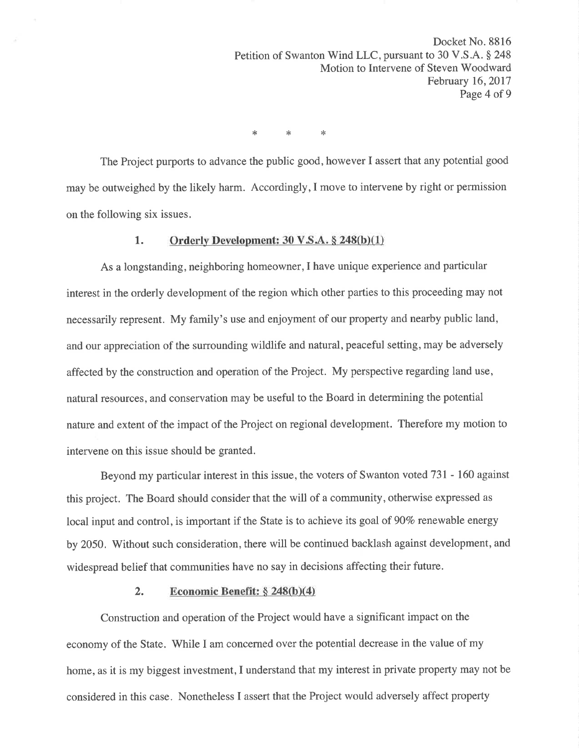\*          \*          \*

The Project purports to advance the public good, however I assert that any potential good may be outweighed by the likely harm. Accordingly, I move to intervene by right or permission on the following six issues.

## 1. Orderly Development: 30 V.S.A. § 248(b)(1)

As a longstanding, neighboring homeowner, I have unique experience and particular interest in the orderly development of the region which other parties to this proceeding may not necessarily represent. My family's use and enjoyment of our property and nearby public land, and our appreciation of the surrounding wildlife and natural, peaceful setting, may be adversely affected by the construction and operation of the Project. My perspective regarding land use, natural resources, and conservation may be useful to the Board in determining the potential nature and extent of the impact of the Project on regional development. Therefore my motion to intervene on this issue should be granted.

Beyond my particular interest in this issue, the voters of Swanton voted 731 - 160 against this project. The Board should consider that the will of a community, otherwise expressed as local input and control, is important if the State is to achieve its goal of 90% renewable energy by 2050. Without such consideration, there will be continued backlash against development, and widespread belief that communities have no say in decisions affecting their future.

## 2. Economic Benefit: § 248(b)(4)

Construction and operation of the Project would have a significant impact on the economy of the State. While I am concerned over the potential decrease in the value of my home, as it is my biggest investment, I understand that my interest in private property may not be considered in this case. Nonetheless I assert that the Project would adversely affect property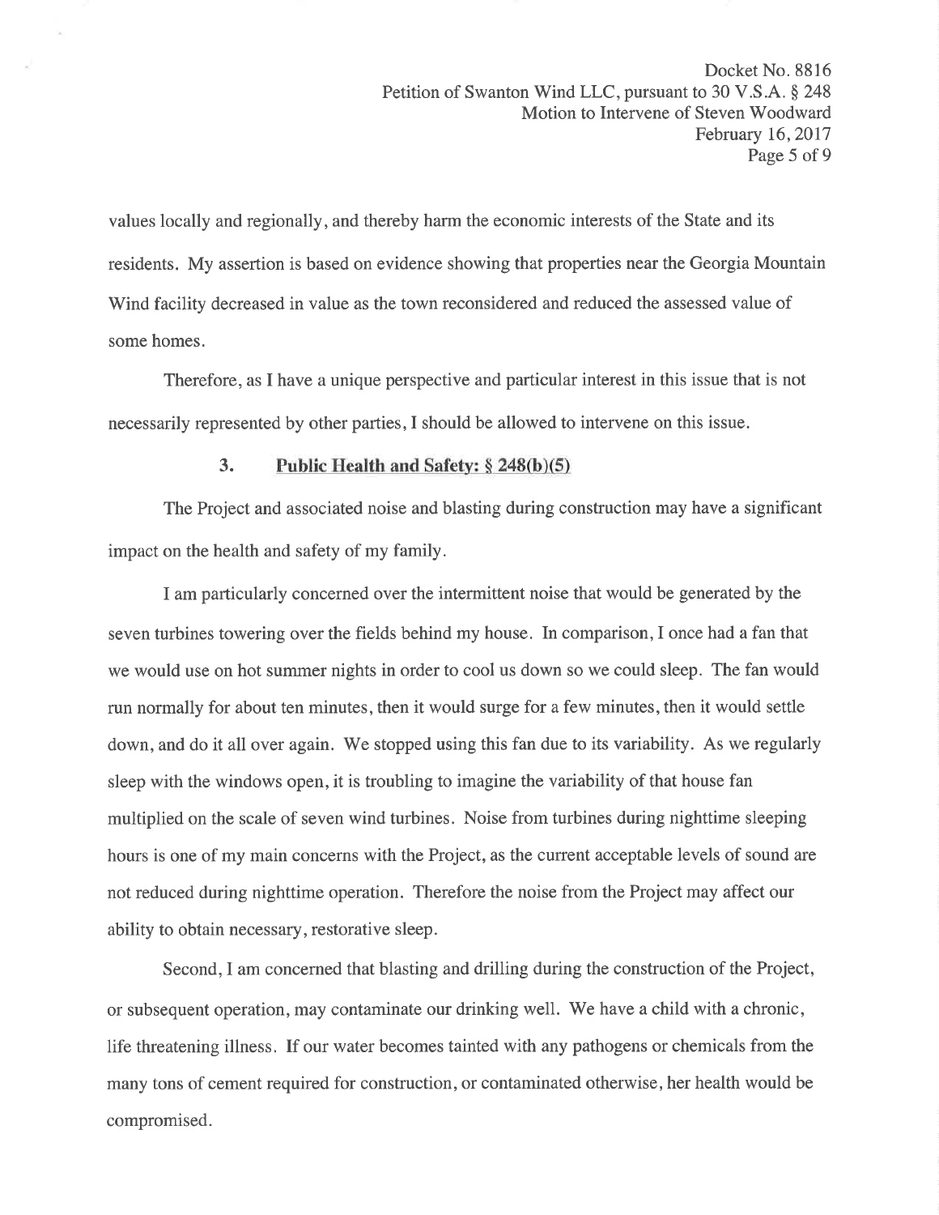values locally and regionally, and thereby harm the economic interests of the State and its residents. My assertion is based on evidence showing that properties near the Georgia Mountain Wind facility decreased in value as the town reconsidered and reduced the assessed value of some homes.

Therefore, as I have a unique perspective and particular interest in this issue that is not necessarily represented by other parties, I should be allowed to intervene on this issue.

### 3. **Public Health and Safety: § 248(b)(5)**

The Project and associated noise and blasting during construction may have a significant impact on the health and safety of my family.

I am particularly concerned over the intermittent noise that would be generated by the seven turbines towering over the fields behind my house. In comparison, I once had a fan that we would use on hot summer nights in order to cool us down so we could sleep. The fan would run normally for about ten minutes, then it would surge for a few minutes, then it would settle down, and do it all over again. We stopped using this fan due to its variability. As we regularly sleep with the windows open, it is troubling to imagine the variability of that house fan multiplied on the scale of seven wind turbines. Noise from turbines during nighttime sleeping hours is one of my main concerns with the Project, as the current acceptable levels of sound are not reduced during nighttime operation. Therefore the noise from the Project may affect our ability to obtain necessary, restorative sleep.

Second, I am concerned that blasting and drilling during the construction of the Project, or subsequent operation, may contaminate our drinking well. We have a child with a chronic, life threatening illness. If our water becomes tainted with any pathogens or chemicals from the many tons of cement required for construction, or contaminated otherwise, her health would be compromised.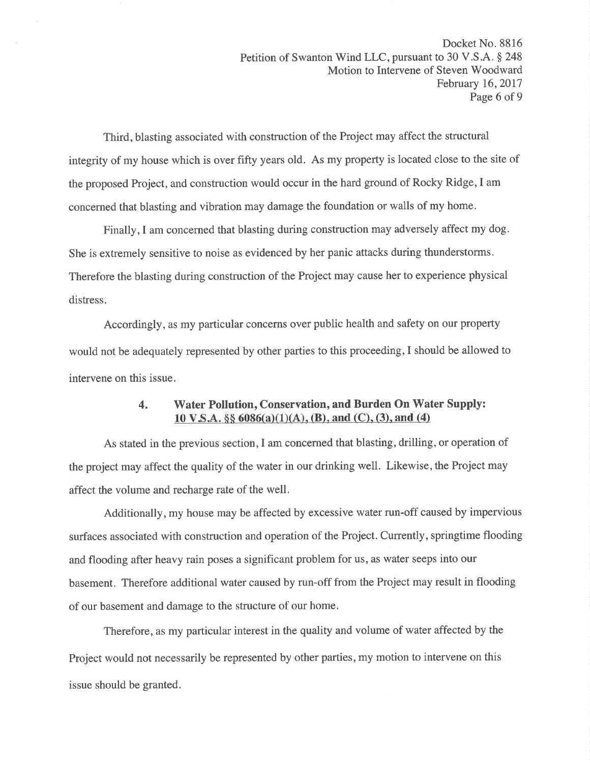Third, blasting associated with construction of the Project may affect the structural integrity of my house which is over fifty years old. As my property is located close to the site of the proposed Project, and construction would occur in the hard ground of Rocky Ridge, I am concerned that blasting and vibration may damage the foundation or walls of my home.

Finally, I am concerned that blasting during construction may adversely affect my dog. She is extremely sensitive to noise as evidenced by her panic attacks during thunderstorms. Therefore the blasting during construction of the Project may cause her to experience physical distress.

Accordingly, as my particular concerns over public health and safety on our property would not be adequately represented by other parties to this proceeding, I should be allowed to intervene on this issue.

### 4. Water Pollution, Conservation, and Burden On Water Supply: 10 V.S.A. §§ 6086(a)(1)(A), (B), and (C), (3), and (4)

As stated in the previous section, I am concerned that blasting, drilling, or operation of the project may affect the quality of the water in our drinking well. Likewise, the Project may affect the volume and recharge rate of the well.

Additionally, my house may be affected by excessive water run-off caused by impervious surfaces associated with construction and operation of the Project. Currently, springtime flooding and flooding after heavy rain poses a significant problem for us, as water seeps into our basement. Therefore additional water caused by run-off from the Project may result in flooding of our basement and damage to the structure of our home.

Therefore, as my particular interest in the quality and volume of water affected by the Project would not necessarily be represented by other parties, my motion to intervene on this issue should be granted.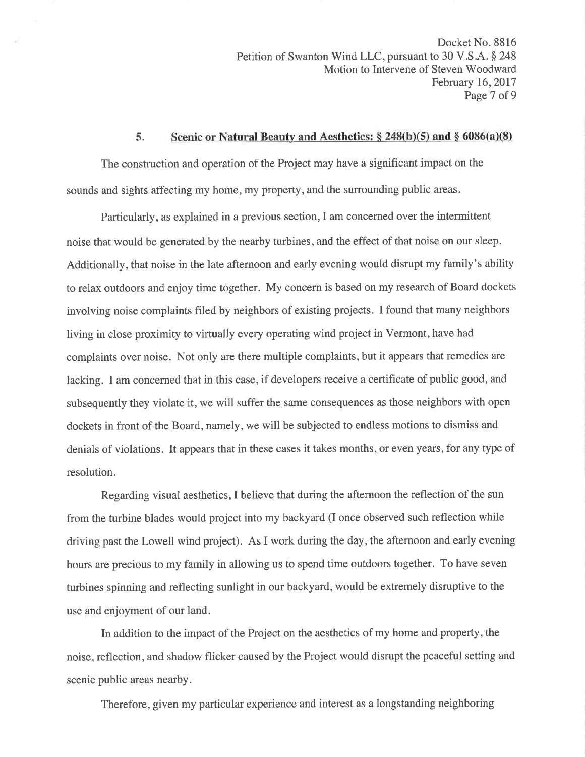## 5. Scenic or Natural Beauty and Aesthetics: § 248(b)(5) and § 6086(a)(8)

The construction and operation of the Project may have a significant impact on the sounds and sights affecting my home, my property, and the surrounding public areas.

Particularly, as explained in a previous section, I am concerned over the intermittent noise that would be generated by the nearby turbines, and the effect of that noise on our sleep. Additionally, that noise in the late afternoon and early evening would disrupt my family's ability to relax outdoors and enjoy time together. My concern is based on my research of Board dockets involving noise complaints filed by neighbors of existing projects. I found that many neighbors living in close proximity to virtually every operating wind project in Vermont, have had complaints over noise. Not only are there multiple complaints, but it appears that remedies are lacking. I am concerned that in this case, if developers receive a certificate of public good, and subsequently they violate it, we will suffer the same consequences as those neighbors with open dockets in front of the Board, namely, we will be subjected to endless motions to dismiss and denials of violations. It appears that in these cases it takes months, or even years, for any type of resolution.

Regarding visual aesthetics, I believe that during the afternoon the reflection of the sun from the turbine blades would project into my backyard (I once observed such reflection while driving past the Lowell wind project). As I work during the day, the afternoon and early evening hours are precious to my family in allowing us to spend time outdoors together. To have seven turbines spinning and reflecting sunlight in our backyard, would be extremely disruptive to the use and enjoyment of our land.

In addition to the impact of the Project on the aesthetics of my home and property, the noise, reflection, and shadow flicker caused by the Project would disrupt the peaceful setting and scenic public areas nearby.

Therefore, given my particular experience and interest as a longstanding neighboring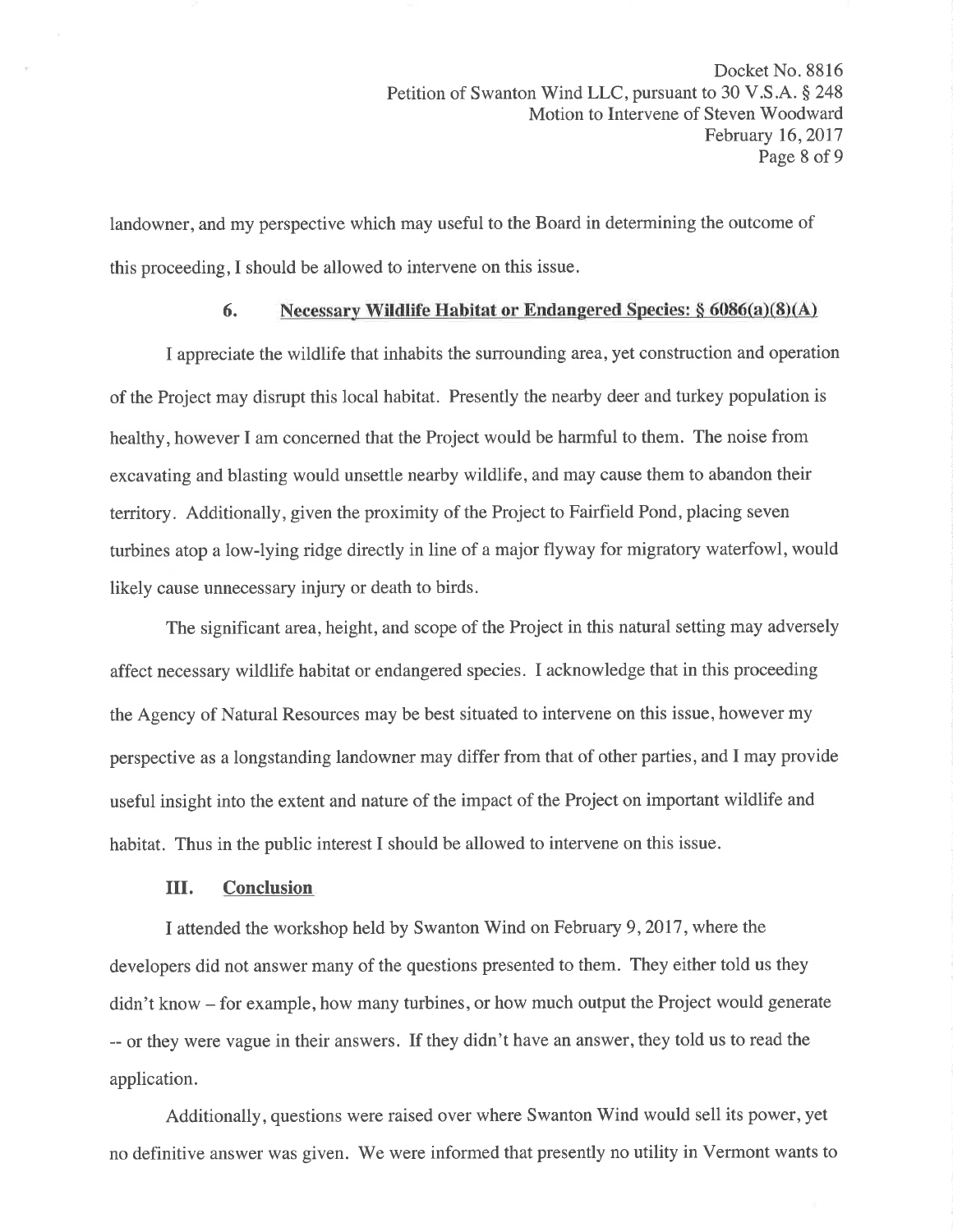landowner, and my perspective which may useful to the Board in determining the outcome of this proceeding, I should be allowed to intervene on this issue.

### 6. Necessary Wildlife Habitat or Endangered Species: § 6086(a)(8)(A)

I appreciate the wildlife that inhabits the surrounding area, yet construction and operation of the Project may disrupt this local habitat. Presently the nearby deer and turkey population is healthy, however I am concerned that the Project would be harmful to them. The noise from excavating and blasting would unsettle nearby wildlife, and may cause them to abandon their territory. Additionally, given the proximity of the Project to Fairfield Pond, placing seven turbines atop a low-lying ridge directly in line of a major flyway for migratory waterfowl, would likely cause unnecessary injury or death to birds.

The significant area, height, and scope of the Project in this natural setting may adversely affect necessary wildlife habitat or endangered species. I acknowledge that in this proceeding the Agency of Natural Resources may be best situated to intervene on this issue, however my perspective as a longstanding landowner may differ from that of other parties, and I may provide useful insight into the extent and nature of the impact of the Project on important wildlife and habitat. Thus in the public interest I should be allowed to intervene on this issue.

## III. Conclusion

I attended the workshop held by Swanton Wind on February 9, 2017, where the developers did not answer many of the questions presented to them. They either told us they didn't know – for example, how many turbines, or how much output the Project would generate -- or they were vague in their answers. If they didn't have an answer, they told us to read the application.

Additionally, questions were raised over where Swanton Wind would sell its power, yet no definitive answer was given. We were informed that presently no utility in Vermont wants to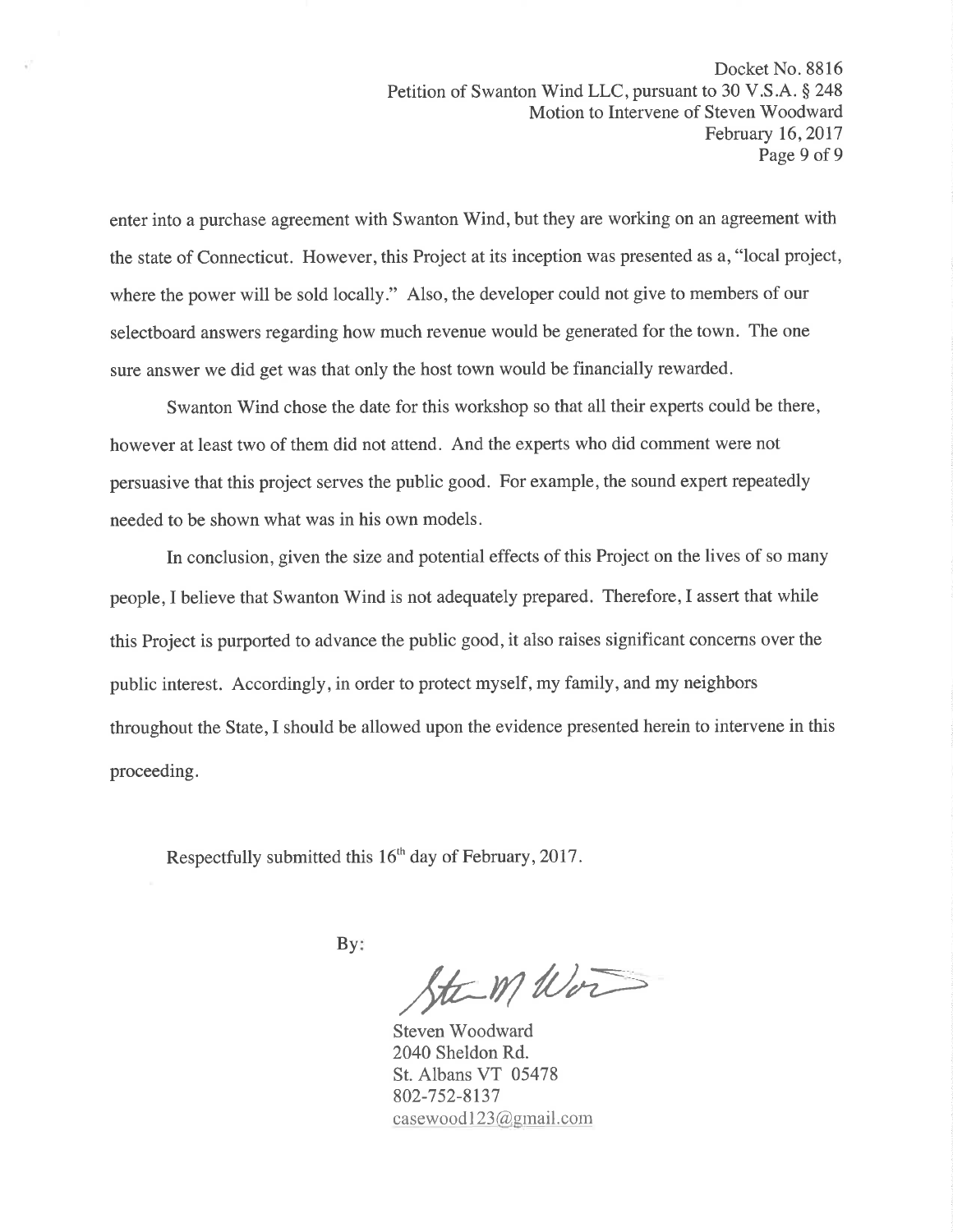enter into a purchase agreement with Swanton Wind, but they are working on an agreement with the state of Connecticut. However, this Project at its inception was presented as a, "local project, where the power will be sold locally." Also, the developer could not give to members of our selectboard answers regarding how much revenue would be generated for the town. The one sure answer we did get was that only the host town would be financially rewarded.

Swanton Wind chose the date for this workshop so that all their experts could be there, however at least two of them did not attend. And the experts who did comment were not persuasive that this project serves the public good. For example, the sound expert repeatedly needed to be shown what was in his own models.

In conclusion, given the size and potential effects of this Project on the lives of so many people, I believe that Swanton Wind is not adequately prepared. Therefore, I assert that while this Project is purported to advance the public good, it also raises significant concerns over the public interest. Accordingly, in order to protect myself, my family, and my neighbors throughout the State, I should be allowed upon the evidence presented herein to intervene in this proceeding.

Respectfully submitted this 16th day of February, 2017.

By:

Steven Woodward
2040 Sheldon Rd.
St. Albans VT 05478
802-752-8137
casewood123@gmail.com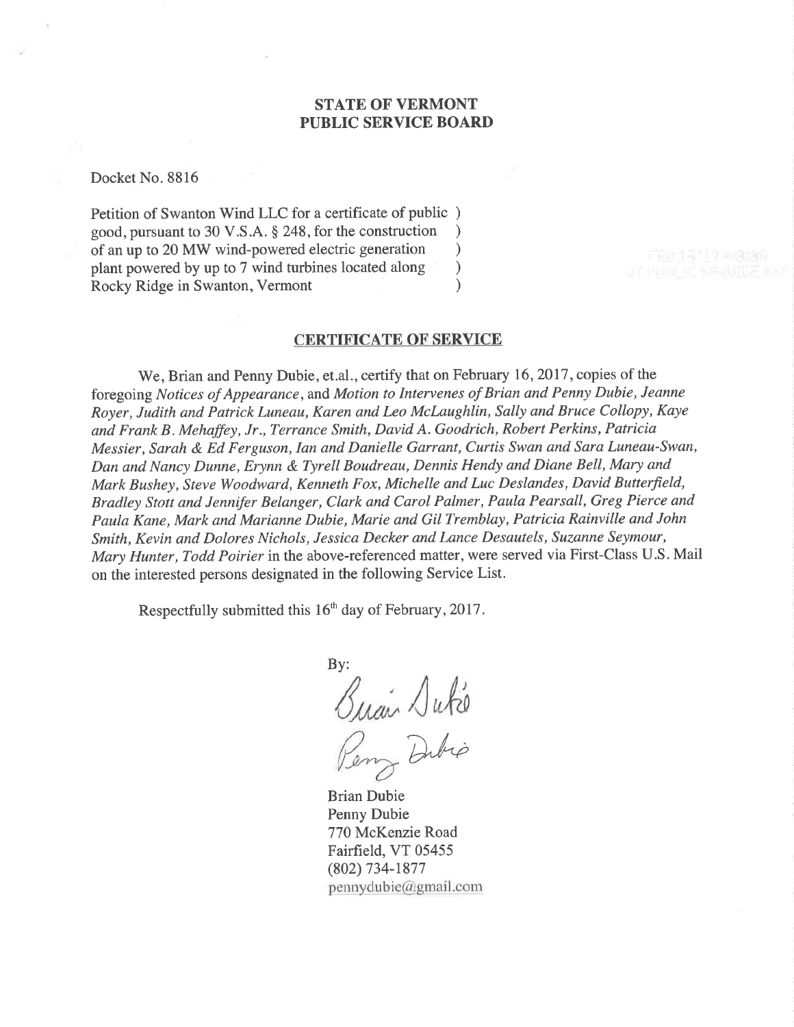**STATE OF VERMONT**
**PUBLIC SERVICE BOARD**

Docket No. 8816

Petition of Swanton Wind LLC for a certificate of public )
good, pursuant to 30 V.S.A. § 248, for the construction )
of an up to 20 MW wind-powered electric generation )
plant powered by up to 7 wind turbines located along )
Rocky Ridge in Swanton, Vermont )

## CERTIFICATE OF SERVICE

We, Brian and Penny Dubie, et.al., certify that on February 16, 2017, copies of the foregoing *Notices of Appearance*, and *Motion to Intervenes of Brian and Penny Dubie, Jeanne Royer, Judith and Patrick Luneau, Karen and Leo McLaughlin, Sally and Bruce Collopy, Kaye and Frank B. Mehaffey, Jr., Terrance Smith, David A. Goodrich, Robert Perkins, Patricia Messier, Sarah & Ed Ferguson, Ian and Danielle Garrant, Curtis Swan and Sara Luneau-Swan, Dan and Nancy Dunne, Erynn & Tyrell Boudreau, Dennis Hendy and Diane Bell, Mary and Mark Bushey, Steve Woodward, Kenneth Fox, Michelle and Luc Deslandes, David Butterfield, Bradley Stott and Jennifer Belanger, Clark and Carol Palmer, Paula Pearsall, Greg Pierce and Paula Kane, Mark and Marianne Dubie, Marie and Gil Tremblay, Patricia Rainville and John Smith, Kevin and Dolores Nichols, Jessica Decker and Lance Desautels, Suzanne Seymour, Mary Hunter, Todd Poirier* in the above-referenced matter, were served via First-Class U.S. Mail on the interested persons designated in the following Service List.

Respectfully submitted this 16th day of February, 2017.

By:

Brian Dubie
Penny Dubie
770 McKenzie Road
Fairfield, VT 05455
(802) 734-1877
pennydubie@gmail.com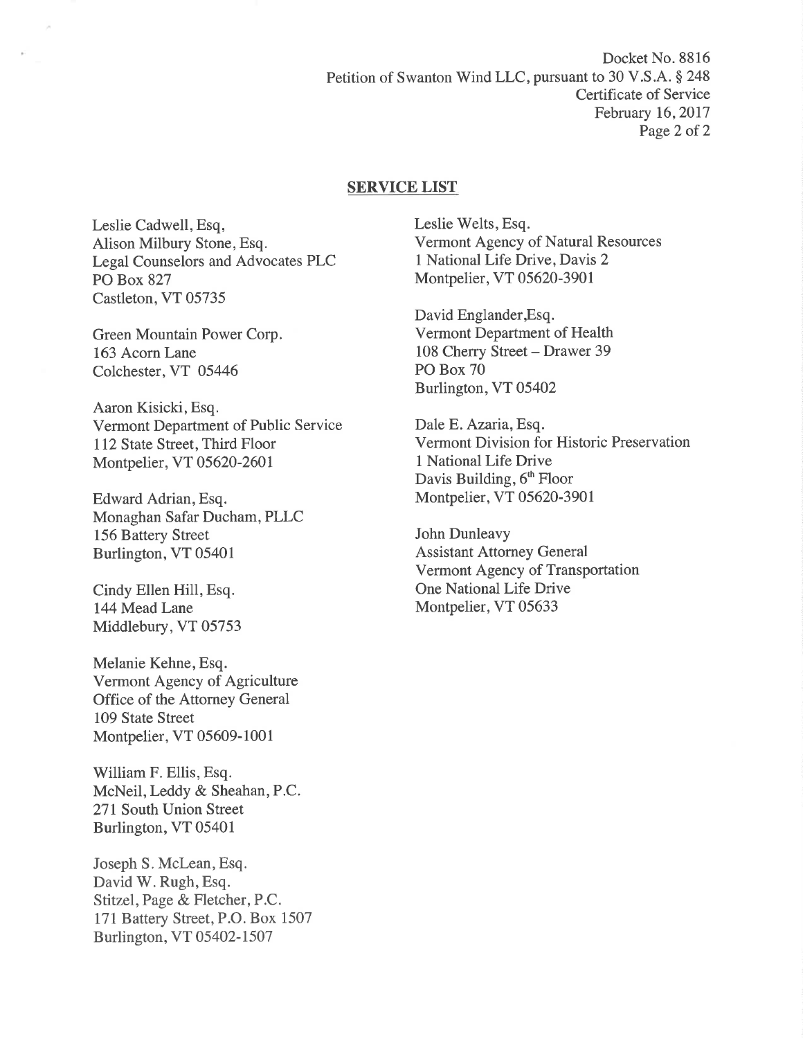## SERVICE LIST

Leslie Cadwell, Esq,
Alison Milbury Stone, Esq.
Legal Counselors and Advocates PLC
PO Box 827
Castleton, VT 05735

Green Mountain Power Corp.
163 Acorn Lane
Colchester, VT 05446

Aaron Kisicki, Esq.
Vermont Department of Public Service
112 State Street, Third Floor
Montpelier, VT 05620-2601

Edward Adrian, Esq.
Monaghan Safar Ducham, PLLC
156 Battery Street
Burlington, VT 05401

Cindy Ellen Hill, Esq.
144 Mead Lane
Middlebury, VT 05753

Melanie Kehne, Esq.
Vermont Agency of Agriculture
Office of the Attorney General
109 State Street
Montpelier, VT 05609-1001

William F. Ellis, Esq.
McNeil, Leddy & Sheahan, P.C.
271 South Union Street
Burlington, VT 05401

Joseph S. McLean, Esq.
David W. Rugh, Esq.
Stitzel, Page & Fletcher, P.C.
171 Battery Street, P.O. Box 1507
Burlington, VT 05402-1507

Leslie Welts, Esq.
Vermont Agency of Natural Resources
1 National Life Drive, Davis 2
Montpelier, VT 05620-3901

David Englander,Esq.
Vermont Department of Health
108 Cherry Street – Drawer 39
PO Box 70
Burlington, VT 05402

Dale E. Azaria, Esq.
Vermont Division for Historic Preservation
1 National Life Drive
Davis Building, 6th Floor
Montpelier, VT 05620-3901

John Dunleavy
Assistant Attorney General
Vermont Agency of Transportation
One National Life Drive
Montpelier, VT 05633